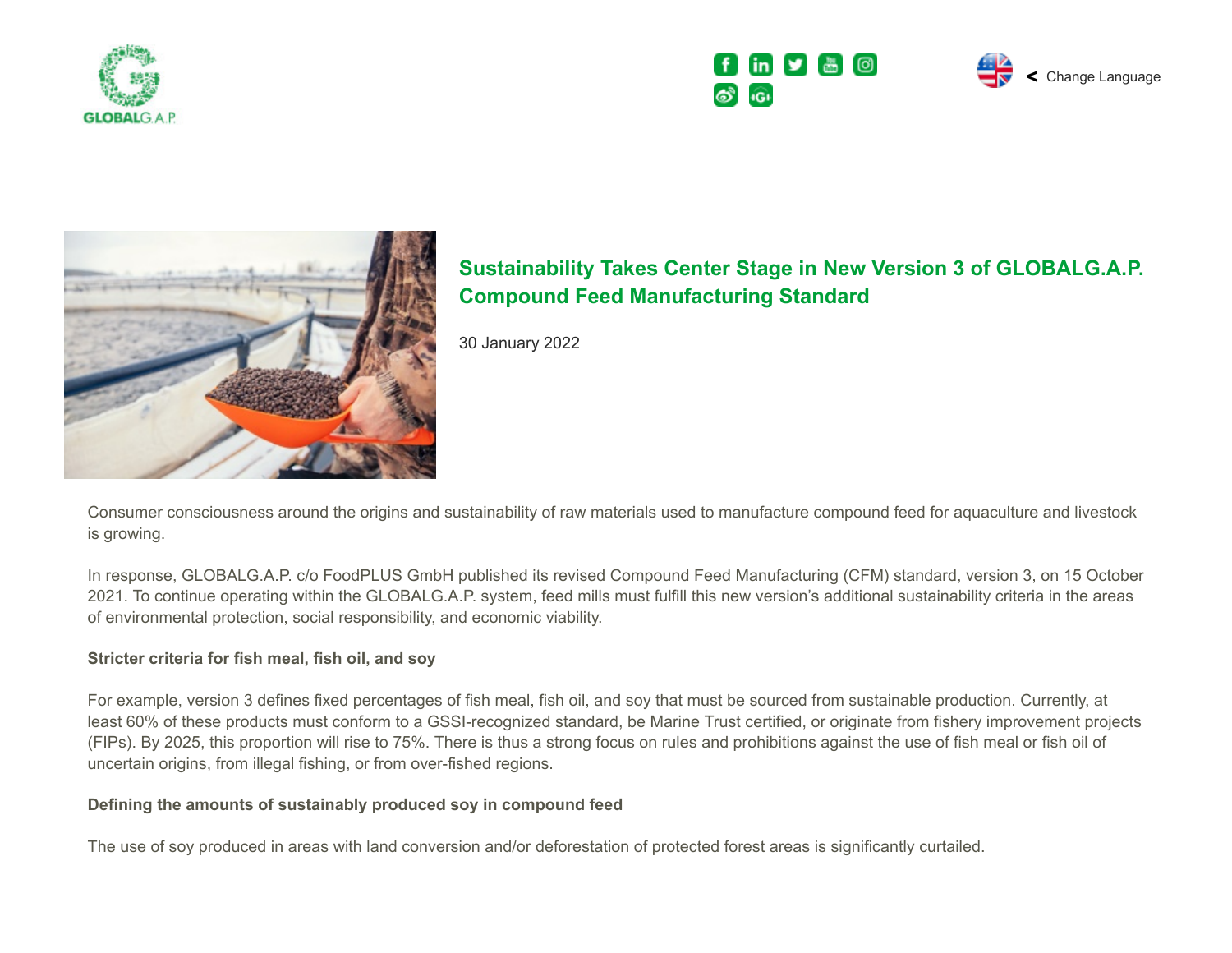GLOBALG.A.P.

Change Language

# Sustainability Takes Center Stage in New Version 3 of GLOBALG.A.P. Compound Feed Manufacturing Standard

30 January 2022

Consumer consciousness around the origins and sustainability of raw materials used to manufacture compound feed for aquaculture and livestock is growing.

In response, GLOBALG.A.P. c/o FoodPLUS GmbH published its revised Compound Feed Manufacturing (CFM) standard, version 3, on 15 October 2021. To continue operating within the GLOBALG.A.P. system, feed mills must fulfill this new version's additional sustainability criteria in the areas of environmental protection, social responsibility, and economic viability.

**Stricter criteria for fish meal, fish oil, and soy**

For example, version 3 defines fixed percentages of fish meal, fish oil, and soy that must be sourced from sustainable production. Currently, at least 60% of these products must conform to a GSSI-recognized standard, be Marine Trust certified, or originate from fishery improvement projects (FIPs). By 2025, this proportion will rise to 75%. There is thus a strong focus on rules and prohibitions against the use of fish meal or fish oil of uncertain origins, from illegal fishing, or from over-fished regions.

**Defining the amounts of sustainably produced soy in compound feed**

The use of soy produced in areas with land conversion and/or deforestation of protected forest areas is significantly curtailed.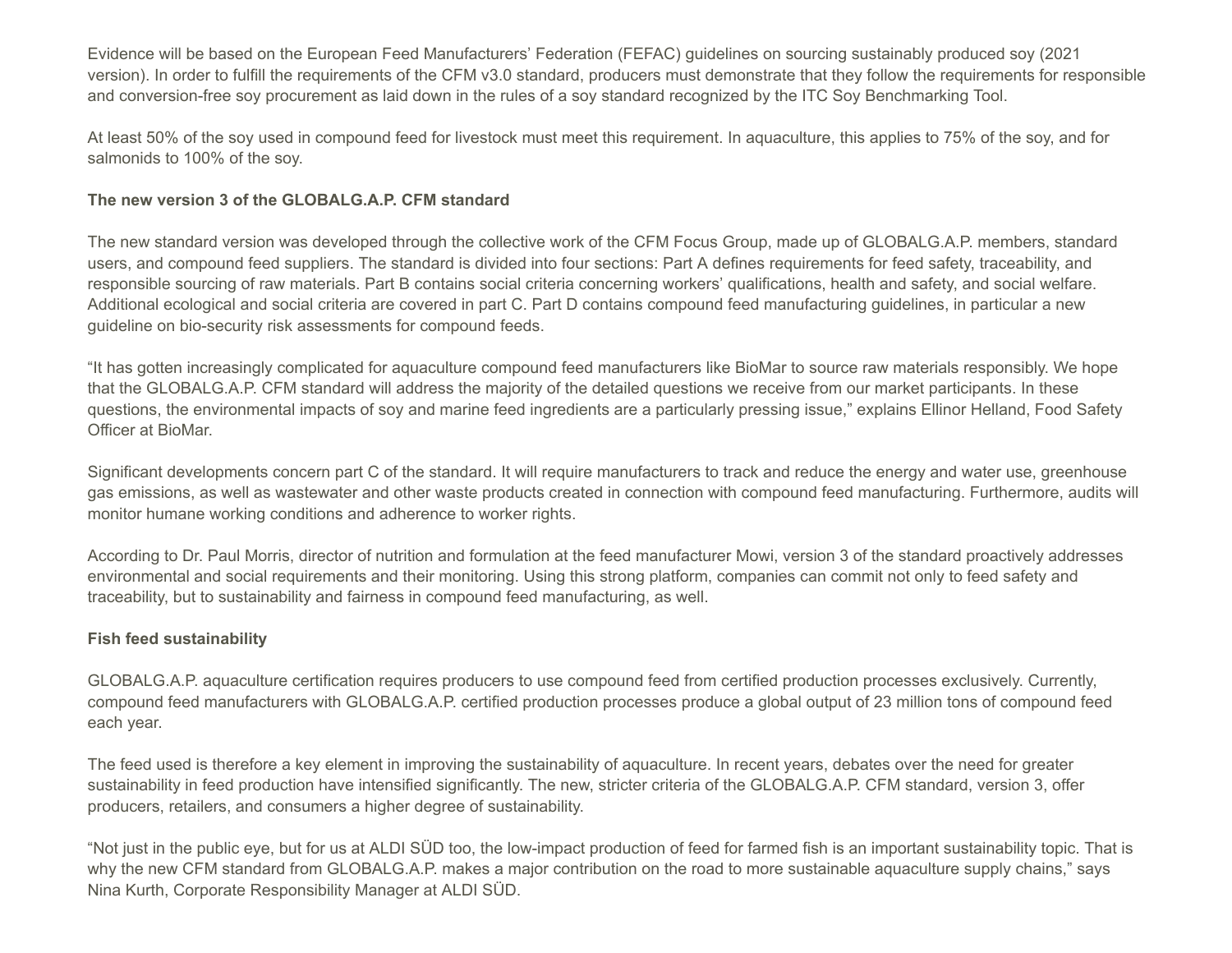Evidence will be based on the European Feed Manufacturers' Federation (FEFAC) guidelines on sourcing sustainably produced soy (2021 version). In order to fulfill the requirements of the CFM v3.0 standard, producers must demonstrate that they follow the requirements for responsible and conversion-free soy procurement as laid down in the rules of a soy standard recognized by the ITC Soy Benchmarking Tool.

At least 50% of the soy used in compound feed for livestock must meet this requirement. In aquaculture, this applies to 75% of the soy, and for salmonids to 100% of the soy.

**The new version 3 of the GLOBALG.A.P. CFM standard**

The new standard version was developed through the collective work of the CFM Focus Group, made up of GLOBALG.A.P. members, standard users, and compound feed suppliers. The standard is divided into four sections: Part A defines requirements for feed safety, traceability, and responsible sourcing of raw materials. Part B contains social criteria concerning workers' qualifications, health and safety, and social welfare. Additional ecological and social criteria are covered in part C. Part D contains compound feed manufacturing guidelines, in particular a new guideline on bio-security risk assessments for compound feeds.

"It has gotten increasingly complicated for aquaculture compound feed manufacturers like BioMar to source raw materials responsibly. We hope that the GLOBALG.A.P. CFM standard will address the majority of the detailed questions we receive from our market participants. In these questions, the environmental impacts of soy and marine feed ingredients are a particularly pressing issue," explains Ellinor Helland, Food Safety Officer at BioMar.

Significant developments concern part C of the standard. It will require manufacturers to track and reduce the energy and water use, greenhouse gas emissions, as well as wastewater and other waste products created in connection with compound feed manufacturing. Furthermore, audits will monitor humane working conditions and adherence to worker rights.

According to Dr. Paul Morris, director of nutrition and formulation at the feed manufacturer Mowi, version 3 of the standard proactively addresses environmental and social requirements and their monitoring. Using this strong platform, companies can commit not only to feed safety and traceability, but to sustainability and fairness in compound feed manufacturing, as well.

**Fish feed sustainability**

GLOBALG.A.P. aquaculture certification requires producers to use compound feed from certified production processes exclusively. Currently, compound feed manufacturers with GLOBALG.A.P. certified production processes produce a global output of 23 million tons of compound feed each year.

The feed used is therefore a key element in improving the sustainability of aquaculture. In recent years, debates over the need for greater sustainability in feed production have intensified significantly. The new, stricter criteria of the GLOBALG.A.P. CFM standard, version 3, offer producers, retailers, and consumers a higher degree of sustainability.

"Not just in the public eye, but for us at ALDI SÜD too, the low-impact production of feed for farmed fish is an important sustainability topic. That is why the new CFM standard from GLOBALG.A.P. makes a major contribution on the road to more sustainable aquaculture supply chains," says Nina Kurth, Corporate Responsibility Manager at ALDI SÜD.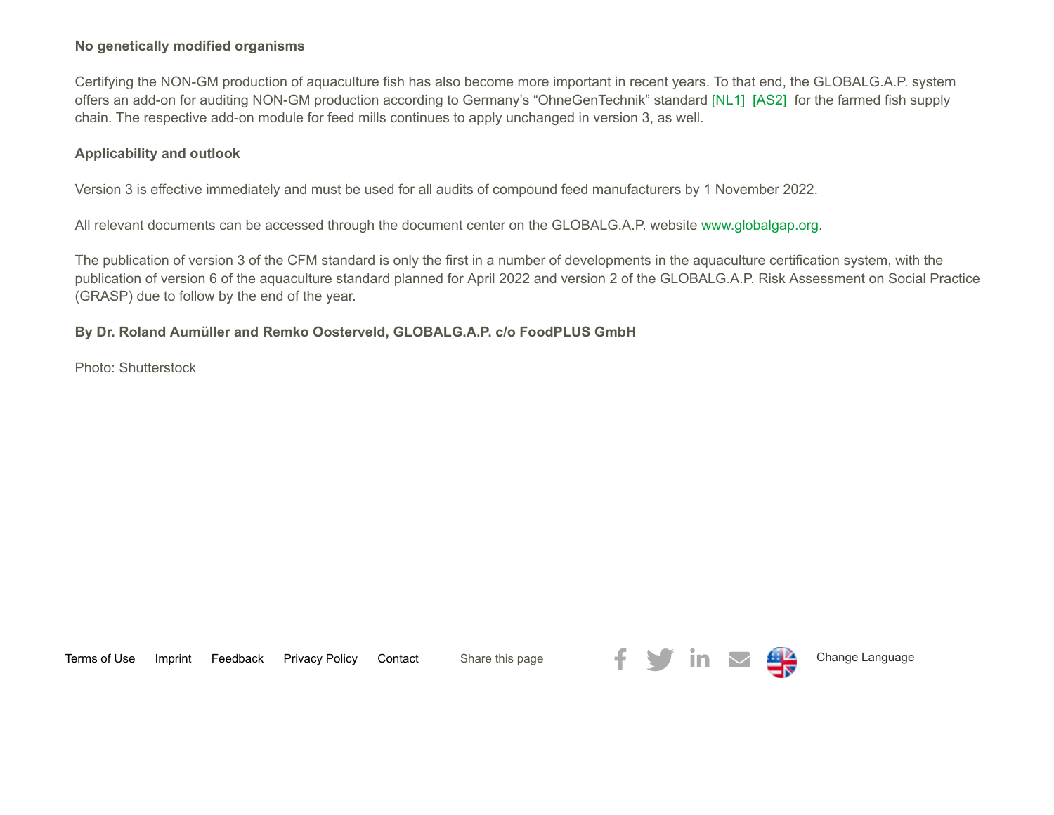**No genetically modified organisms**

Certifying the NON-GM production of aquaculture fish has also become more important in recent years. To that end, the GLOBALG.A.P. system offers an add-on for auditing NON-GM production according to Germany's "OhneGenTechnik" standard [NL1] [AS2] for the farmed fish supply chain. The respective add-on module for feed mills continues to apply unchanged in version 3, as well.

**Applicability and outlook**

Version 3 is effective immediately and must be used for all audits of compound feed manufacturers by 1 November 2022.

All relevant documents can be accessed through the document center on the GLOBALG.A.P. website www.globalgap.org.

The publication of version 3 of the CFM standard is only the first in a number of developments in the aquaculture certification system, with the publication of version 6 of the aquaculture standard planned for April 2022 and version 2 of the GLOBALG.A.P. Risk Assessment on Social Practice (GRASP) due to follow by the end of the year.

**By Dr. Roland Aumüller and Remko Oosterveld, GLOBALG.A.P. c/o FoodPLUS GmbH**

Photo: Shutterstock